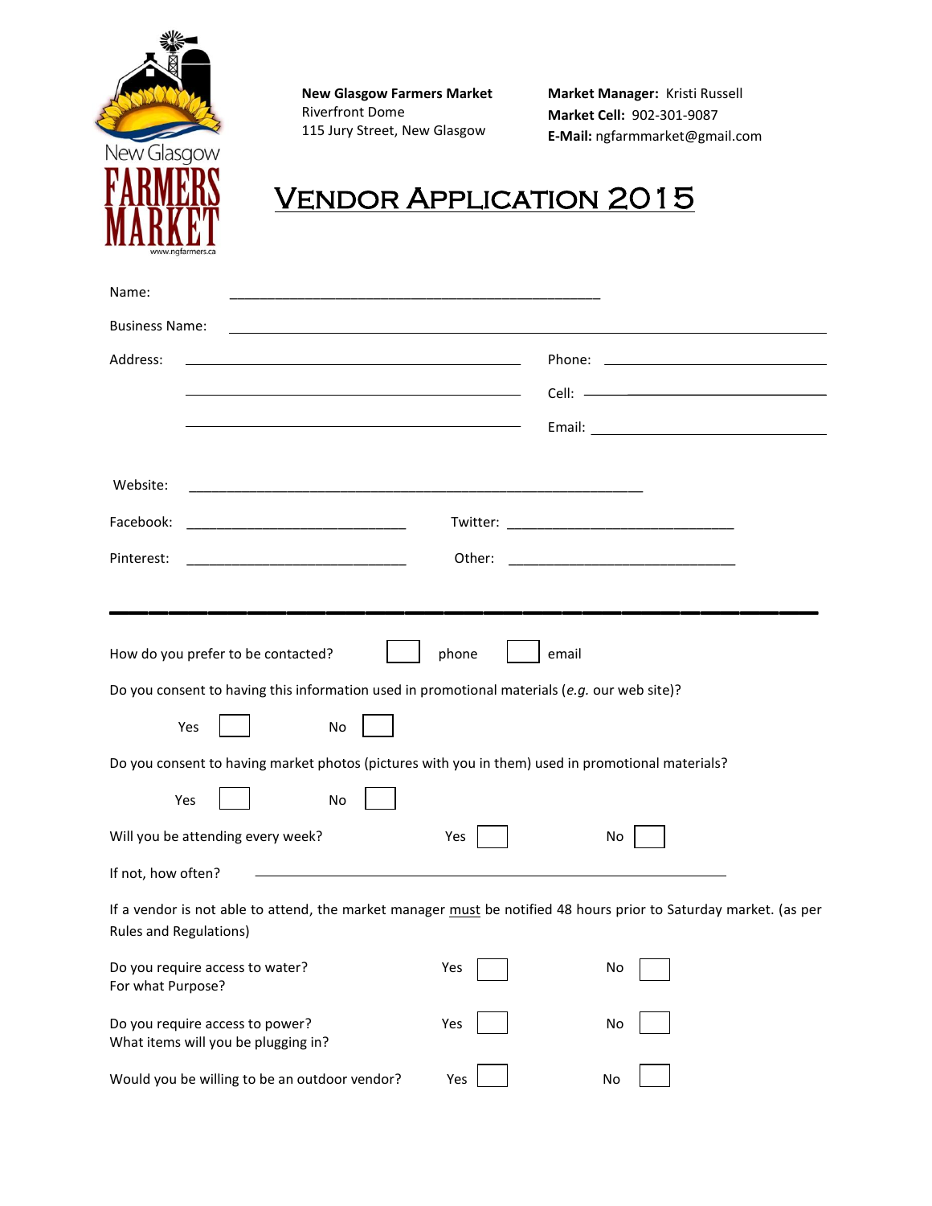New Glasgow FARMERS MARKET
www.ngfarmers.ca

**New Glasgow Farmers Market**
Riverfront Dome
115 Jury Street, New Glasgow

**Market Manager:** Kristi Russell
**Market Cell:** 902-301-9087
**E-Mail:** ngfarmmarket@gmail.com

# VENDOR APPLICATION 2015

Name: ______________________________________________

Business Name: ______________________________________________

Address: ______________________________________________ Phone: ______________________

______________________________________________ Cell: ______________________

______________________________________________ Email: ______________________

Website: ______________________________________________

Facebook: ____________________________ Twitter: ____________________________

Pinterest: ____________________________ Other: ____________________________

---

How do you prefer to be contacted? ☐ phone ☐ email

Do you consent to having this information used in promotional materials (*e.g.* our web site)?

Yes ☐ No ☐

Do you consent to having market photos (pictures with you in them) used in promotional materials?

Yes ☐ No ☐

Will you be attending every week? Yes ☐ No ☐

If not, how often? ______________________________________________

If a vendor is not able to attend, the market manager must be notified 48 hours prior to Saturday market. (as per Rules and Regulations)

Do you require access to water? Yes ☐ No ☐
For what Purpose?

Do you require access to power? Yes ☐ No ☐
What items will you be plugging in?

Would you be willing to be an outdoor vendor? Yes ☐ No ☐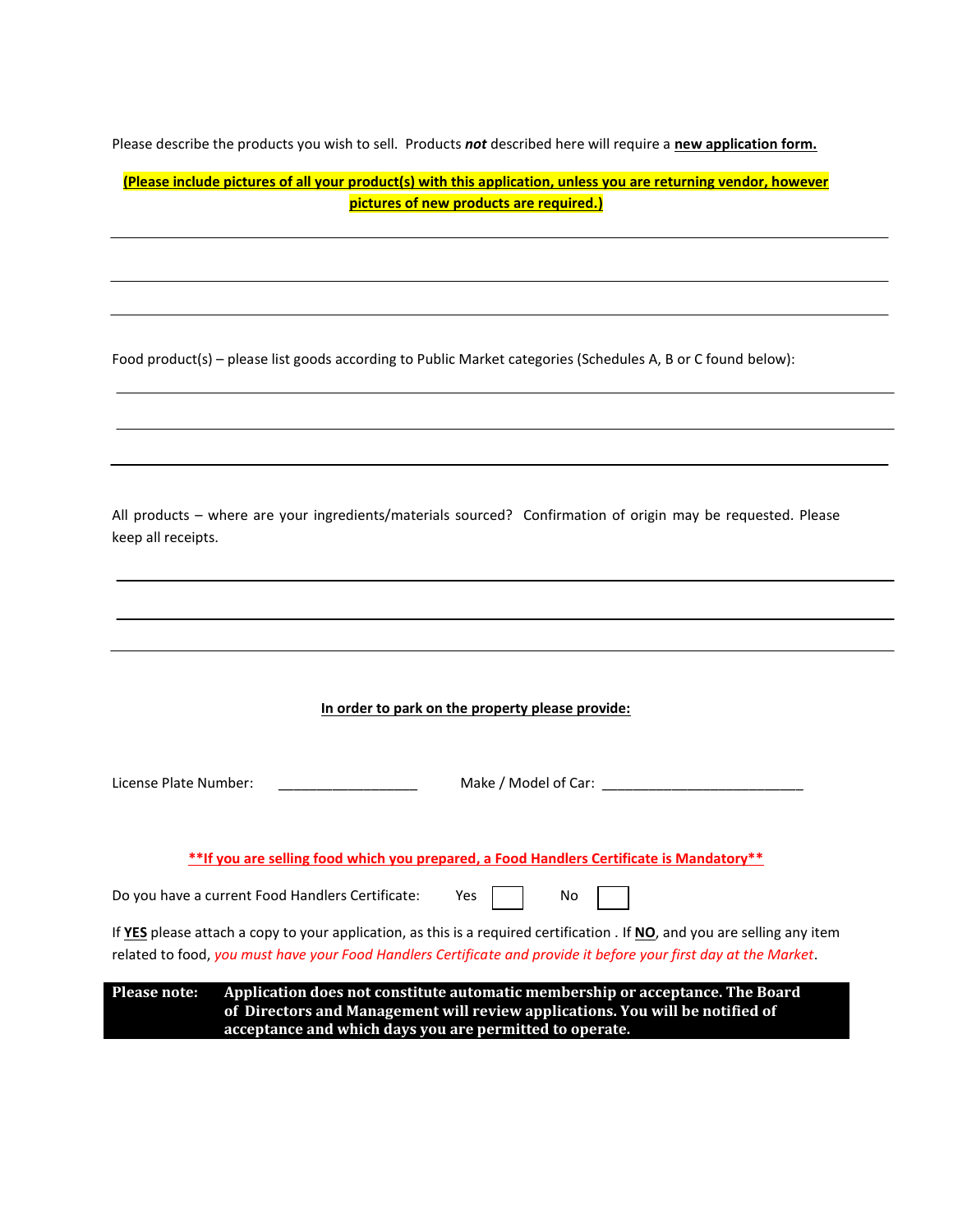Please describe the products you wish to sell. Products ***not*** described here will require a **new application form.**

**(Please include pictures of all your product(s) with this application, unless you are returning vendor, however pictures of new products are required.)**

___

___

___

Food product(s) – please list goods according to Public Market categories (Schedules A, B or C found below):

___

___

___

All products – where are your ingredients/materials sourced? Confirmation of origin may be requested. Please keep all receipts.

___

___

___

**In order to park on the property please provide:**

License Plate Number: ___________________ Make / Model of Car: ___________________________

**\*\*If you are selling food which you prepared, a Food Handlers Certificate is Mandatory\*\***

Do you have a current Food Handlers Certificate: Yes ☐ No ☐

If **YES** please attach a copy to your application, as this is a required certification . If **NO**, and you are selling any item related to food, *you must have your Food Handlers Certificate and provide it before your first day at the Market*.

**Please note:** **Application does not constitute automatic membership or acceptance. The Board of Directors and Management will review applications. You will be notified of acceptance and which days you are permitted to operate.**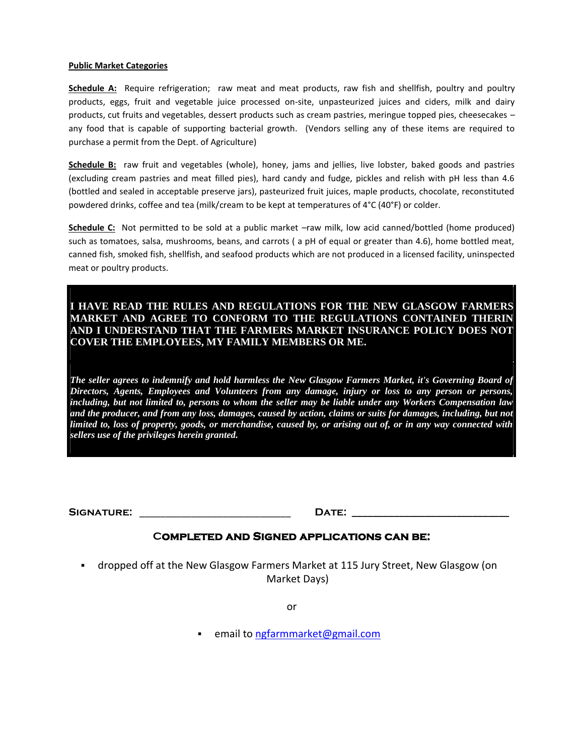**Public Market Categories**

**Schedule A:** Require refrigeration; raw meat and meat products, raw fish and shellfish, poultry and poultry products, eggs, fruit and vegetable juice processed on-site, unpasteurized juices and ciders, milk and dairy products, cut fruits and vegetables, dessert products such as cream pastries, meringue topped pies, cheesecakes – any food that is capable of supporting bacterial growth. (Vendors selling any of these items are required to purchase a permit from the Dept. of Agriculture)

**Schedule B:** raw fruit and vegetables (whole), honey, jams and jellies, live lobster, baked goods and pastries (excluding cream pastries and meat filled pies), hard candy and fudge, pickles and relish with pH less than 4.6 (bottled and sealed in acceptable preserve jars), pasteurized fruit juices, maple products, chocolate, reconstituted powdered drinks, coffee and tea (milk/cream to be kept at temperatures of 4°C (40°F) or colder.

**Schedule C:** Not permitted to be sold at a public market –raw milk, low acid canned/bottled (home produced) such as tomatoes, salsa, mushrooms, beans, and carrots ( a pH of equal or greater than 4.6), home bottled meat, canned fish, smoked fish, shellfish, and seafood products which are not produced in a licensed facility, uninspected meat or poultry products.

**I HAVE READ THE RULES AND REGULATIONS FOR THE NEW GLASGOW FARMERS MARKET AND AGREE TO CONFORM TO THE REGULATIONS CONTAINED THERIN AND I UNDERSTAND THAT THE FARMERS MARKET INSURANCE POLICY DOES NOT COVER THE EMPLOYEES, MY FAMILY MEMBERS OR ME.**

***The seller agrees to indemnify and hold harmless the New Glasgow Farmers Market, it's Governing Board of Directors, Agents, Employees and Volunteers from any damage, injury or loss to any person or persons, including, but not limited to, persons to whom the seller may be liable under any Workers Compensation law and the producer, and from any loss, damages, caused by action, claims or suits for damages, including, but not limited to, loss of property, goods, or merchandise, caused by, or arising out of, or in any way connected with sellers use of the privileges herein granted.***

**Signature:** ___________________________ **Date:** ___________________________

**Completed and Signed applications can be:**

- dropped off at the New Glasgow Farmers Market at 115 Jury Street, New Glasgow (on Market Days)

or

- email to ngfarmmarket@gmail.com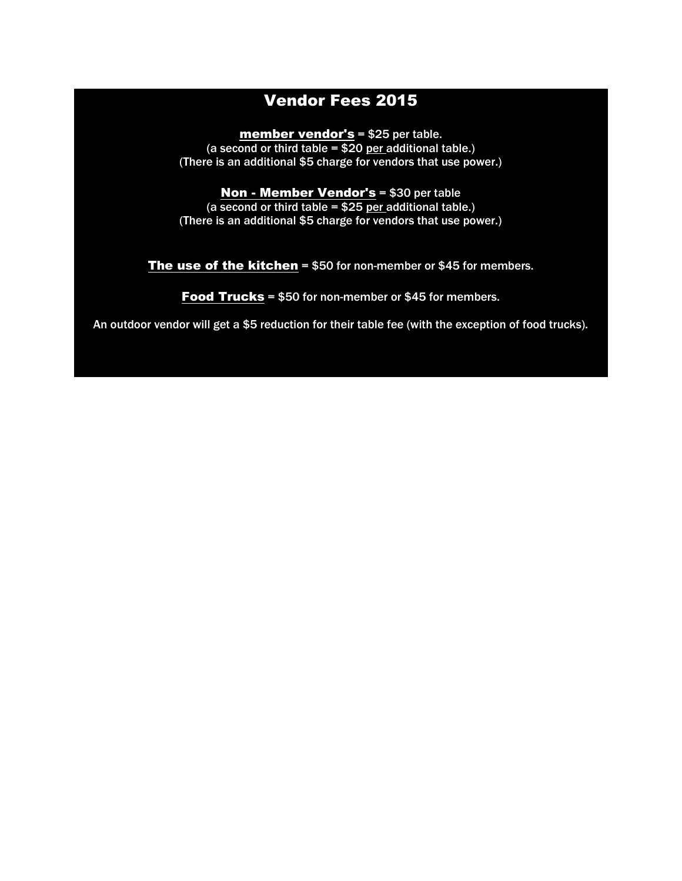# Vendor Fees 2015

**<u>member vendor's</u>** = $25 per table.
(a second or third table = $20 <u>per</u> additional table.)
(There is an additional $5 charge for vendors that use power.)

**<u>Non - Member Vendor's</u>** = $30 per table
(a second or third table = $25 <u>per</u> additional table.)
(There is an additional $5 charge for vendors that use power.)

**<u>The use of the kitchen</u>** = $50 for non-member or $45 for members.

**<u>Food Trucks</u>** = $50 for non-member or $45 for members.

An outdoor vendor will get a $5 reduction for their table fee (with the exception of food trucks).